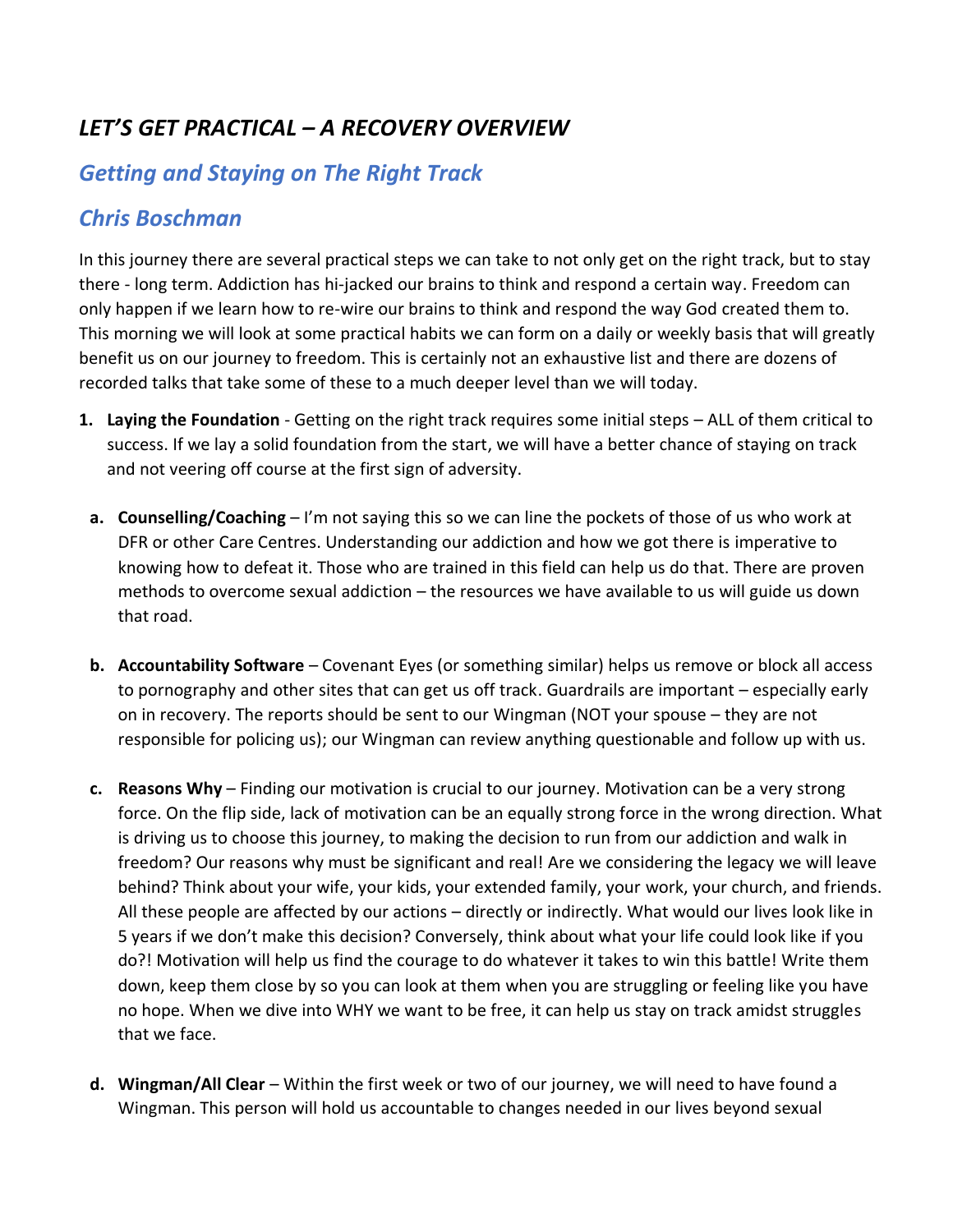## *LET'S GET PRACTICAL – A RECOVERY OVERVIEW*

### *Getting and Staying on The Right Track*

### *Chris Boschman*

In this journey there are several practical steps we can take to not only get on the right track, but to stay there - long term. Addiction has hi-jacked our brains to think and respond a certain way. Freedom can only happen if we learn how to re-wire our brains to think and respond the way God created them to. This morning we will look at some practical habits we can form on a daily or weekly basis that will greatly benefit us on our journey to freedom. This is certainly not an exhaustive list and there are dozens of recorded talks that take some of these to a much deeper level than we will today.

1. **Laying the Foundation** - Getting on the right track requires some initial steps – ALL of them critical to success. If we lay a solid foundation from the start, we will have a better chance of staying on track and not veering off course at the first sign of adversity.

   a. **Counselling/Coaching** – I'm not saying this so we can line the pockets of those of us who work at DFR or other Care Centres. Understanding our addiction and how we got there is imperative to knowing how to defeat it. Those who are trained in this field can help us do that. There are proven methods to overcome sexual addiction – the resources we have available to us will guide us down that road.

   b. **Accountability Software** – Covenant Eyes (or something similar) helps us remove or block all access to pornography and other sites that can get us off track. Guardrails are important – especially early on in recovery. The reports should be sent to our Wingman (NOT your spouse – they are not responsible for policing us); our Wingman can review anything questionable and follow up with us.

   c. **Reasons Why** – Finding our motivation is crucial to our journey. Motivation can be a very strong force. On the flip side, lack of motivation can be an equally strong force in the wrong direction. What is driving us to choose this journey, to making the decision to run from our addiction and walk in freedom? Our reasons why must be significant and real! Are we considering the legacy we will leave behind? Think about your wife, your kids, your extended family, your work, your church, and friends. All these people are affected by our actions – directly or indirectly. What would our lives look like in 5 years if we don't make this decision? Conversely, think about what your life could look like if you do?! Motivation will help us find the courage to do whatever it takes to win this battle! Write them down, keep them close by so you can look at them when you are struggling or feeling like you have no hope. When we dive into WHY we want to be free, it can help us stay on track amidst struggles that we face.

   d. **Wingman/All Clear** – Within the first week or two of our journey, we will need to have found a Wingman. This person will hold us accountable to changes needed in our lives beyond sexual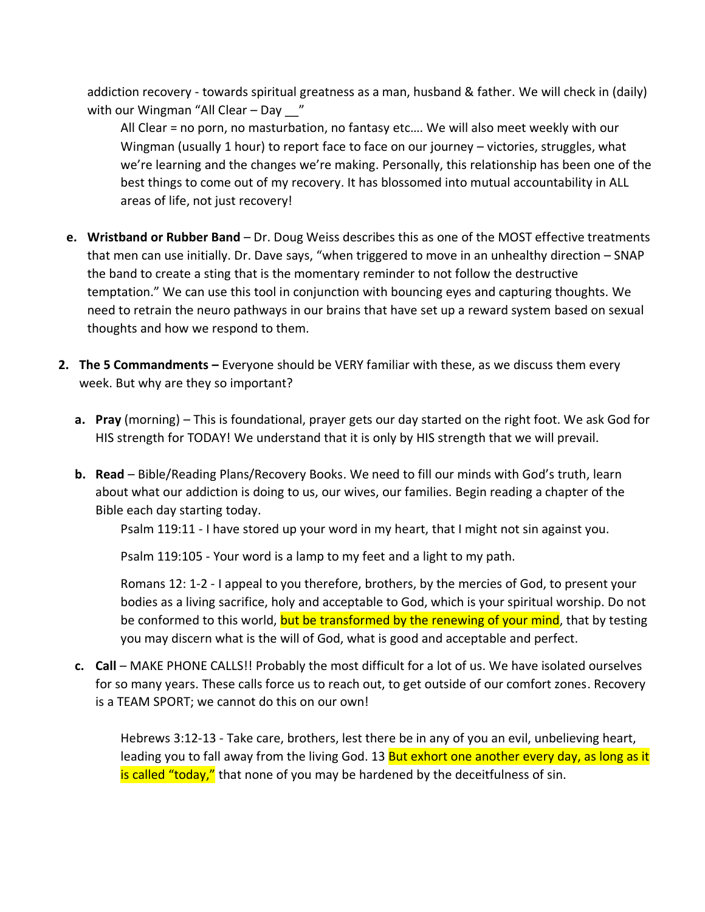addiction recovery - towards spiritual greatness as a man, husband & father. We will check in (daily) with our Wingman "All Clear – Day __"

All Clear = no porn, no masturbation, no fantasy etc…. We will also meet weekly with our Wingman (usually 1 hour) to report face to face on our journey – victories, struggles, what we're learning and the changes we're making. Personally, this relationship has been one of the best things to come out of my recovery. It has blossomed into mutual accountability in ALL areas of life, not just recovery!

e. **Wristband or Rubber Band** – Dr. Doug Weiss describes this as one of the MOST effective treatments that men can use initially. Dr. Dave says, "when triggered to move in an unhealthy direction – SNAP the band to create a sting that is the momentary reminder to not follow the destructive temptation." We can use this tool in conjunction with bouncing eyes and capturing thoughts. We need to retrain the neuro pathways in our brains that have set up a reward system based on sexual thoughts and how we respond to them.

2. **The 5 Commandments –** Everyone should be VERY familiar with these, as we discuss them every week. But why are they so important?

   a. **Pray** (morning) – This is foundational, prayer gets our day started on the right foot. We ask God for HIS strength for TODAY! We understand that it is only by HIS strength that we will prevail.

   b. **Read** – Bible/Reading Plans/Recovery Books. We need to fill our minds with God's truth, learn about what our addiction is doing to us, our wives, our families. Begin reading a chapter of the Bible each day starting today.

      Psalm 119:11 - I have stored up your word in my heart, that I might not sin against you.

      Psalm 119:105 - Your word is a lamp to my feet and a light to my path.

      Romans 12: 1-2 - I appeal to you therefore, brothers, by the mercies of God, to present your bodies as a living sacrifice, holy and acceptable to God, which is your spiritual worship. Do not be conformed to this world, but be transformed by the renewing of your mind, that by testing you may discern what is the will of God, what is good and acceptable and perfect.

   c. **Call** – MAKE PHONE CALLS!! Probably the most difficult for a lot of us. We have isolated ourselves for so many years. These calls force us to reach out, to get outside of our comfort zones. Recovery is a TEAM SPORT; we cannot do this on our own!

      Hebrews 3:12-13 - Take care, brothers, lest there be in any of you an evil, unbelieving heart, leading you to fall away from the living God. 13 But exhort one another every day, as long as it is called "today," that none of you may be hardened by the deceitfulness of sin.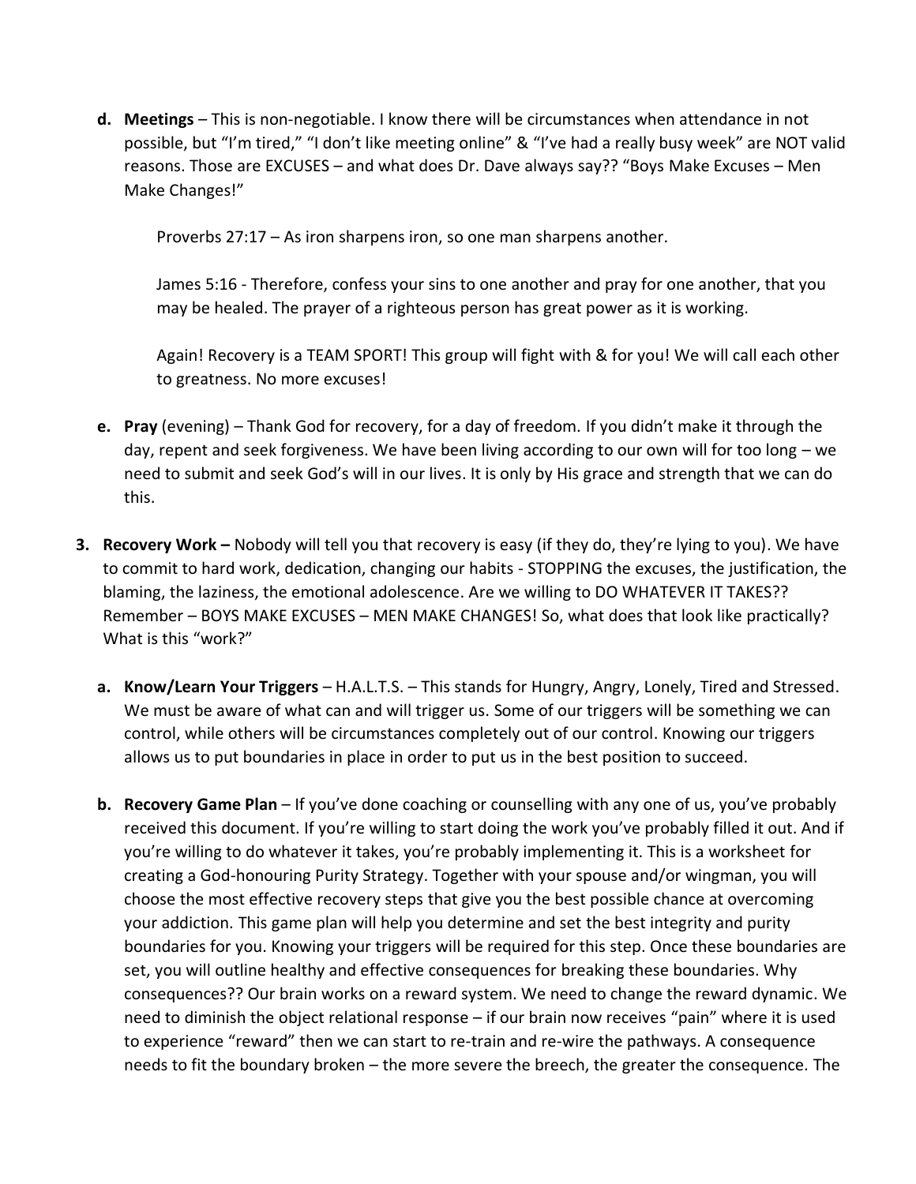d. **Meetings** – This is non-negotiable. I know there will be circumstances when attendance in not possible, but “I’m tired,” “I don’t like meeting online” & “I’ve had a really busy week” are NOT valid reasons. Those are EXCUSES – and what does Dr. Dave always say?? “Boys Make Excuses – Men Make Changes!”

   Proverbs 27:17 – As iron sharpens iron, so one man sharpens another.

   James 5:16 - Therefore, confess your sins to one another and pray for one another, that you may be healed. The prayer of a righteous person has great power as it is working.

   Again! Recovery is a TEAM SPORT! This group will fight with & for you! We will call each other to greatness. No more excuses!

e. **Pray** (evening) – Thank God for recovery, for a day of freedom. If you didn’t make it through the day, repent and seek forgiveness. We have been living according to our own will for too long – we need to submit and seek God’s will in our lives. It is only by His grace and strength that we can do this.

3. **Recovery Work –** Nobody will tell you that recovery is easy (if they do, they’re lying to you). We have to commit to hard work, dedication, changing our habits - STOPPING the excuses, the justification, the blaming, the laziness, the emotional adolescence. Are we willing to DO WHATEVER IT TAKES?? Remember – BOYS MAKE EXCUSES – MEN MAKE CHANGES! So, what does that look like practically? What is this “work?”

   a. **Know/Learn Your Triggers** – H.A.L.T.S. – This stands for Hungry, Angry, Lonely, Tired and Stressed. We must be aware of what can and will trigger us. Some of our triggers will be something we can control, while others will be circumstances completely out of our control. Knowing our triggers allows us to put boundaries in place in order to put us in the best position to succeed.

   b. **Recovery Game Plan** – If you’ve done coaching or counselling with any one of us, you’ve probably received this document. If you’re willing to start doing the work you’ve probably filled it out. And if you’re willing to do whatever it takes, you’re probably implementing it. This is a worksheet for creating a God-honouring Purity Strategy. Together with your spouse and/or wingman, you will choose the most effective recovery steps that give you the best possible chance at overcoming your addiction. This game plan will help you determine and set the best integrity and purity boundaries for you. Knowing your triggers will be required for this step. Once these boundaries are set, you will outline healthy and effective consequences for breaking these boundaries. Why consequences?? Our brain works on a reward system. We need to change the reward dynamic. We need to diminish the object relational response – if our brain now receives “pain” where it is used to experience “reward” then we can start to re-train and re-wire the pathways. A consequence needs to fit the boundary broken – the more severe the breech, the greater the consequence. The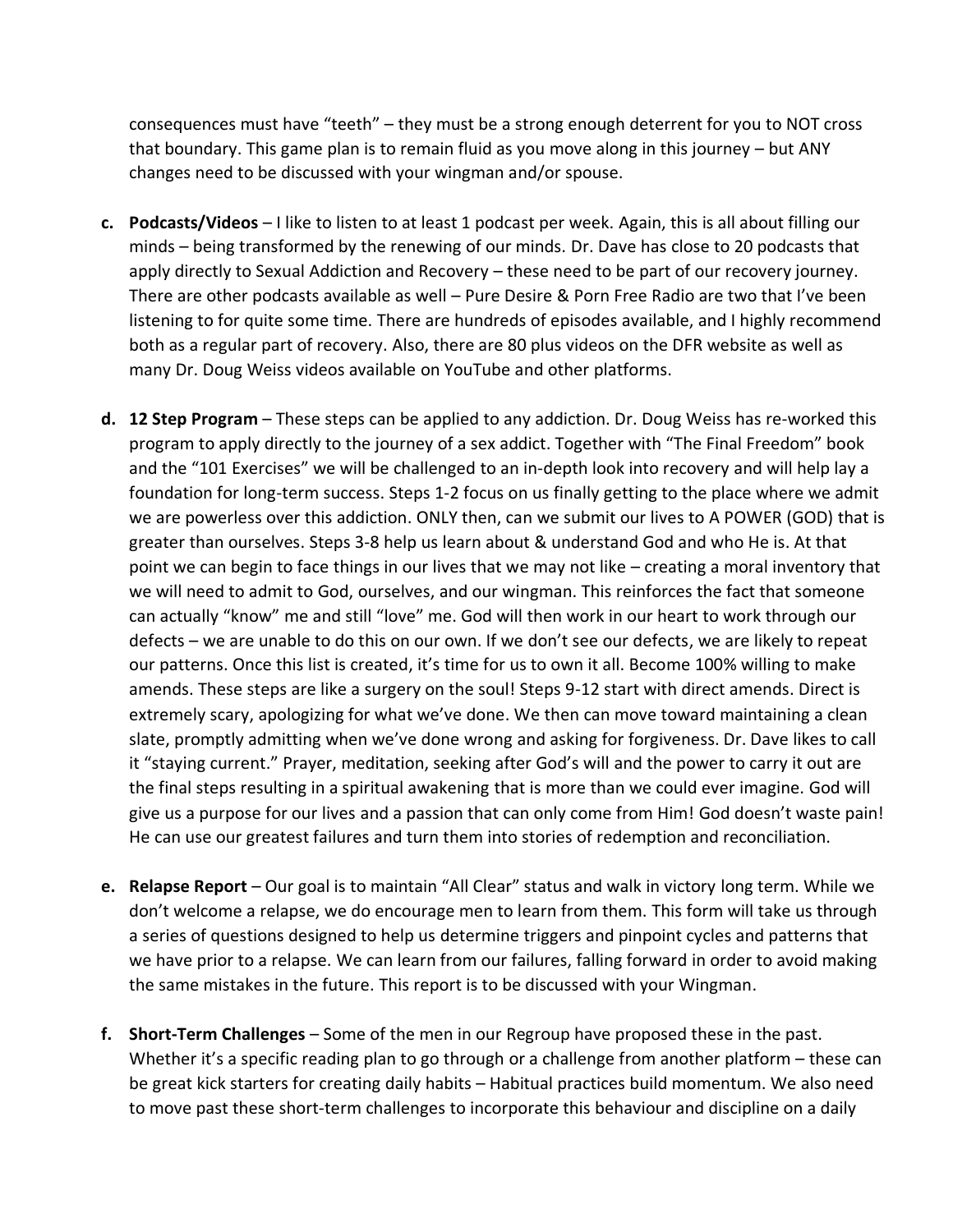consequences must have "teeth" – they must be a strong enough deterrent for you to NOT cross that boundary. This game plan is to remain fluid as you move along in this journey – but ANY changes need to be discussed with your wingman and/or spouse.

**c. Podcasts/Videos** – I like to listen to at least 1 podcast per week. Again, this is all about filling our minds – being transformed by the renewing of our minds. Dr. Dave has close to 20 podcasts that apply directly to Sexual Addiction and Recovery – these need to be part of our recovery journey. There are other podcasts available as well – Pure Desire & Porn Free Radio are two that I've been listening to for quite some time. There are hundreds of episodes available, and I highly recommend both as a regular part of recovery. Also, there are 80 plus videos on the DFR website as well as many Dr. Doug Weiss videos available on YouTube and other platforms.

**d. 12 Step Program** – These steps can be applied to any addiction. Dr. Doug Weiss has re-worked this program to apply directly to the journey of a sex addict. Together with "The Final Freedom" book and the "101 Exercises" we will be challenged to an in-depth look into recovery and will help lay a foundation for long-term success. Steps 1-2 focus on us finally getting to the place where we admit we are powerless over this addiction. ONLY then, can we submit our lives to A POWER (GOD) that is greater than ourselves. Steps 3-8 help us learn about & understand God and who He is. At that point we can begin to face things in our lives that we may not like – creating a moral inventory that we will need to admit to God, ourselves, and our wingman. This reinforces the fact that someone can actually "know" me and still "love" me. God will then work in our heart to work through our defects – we are unable to do this on our own. If we don't see our defects, we are likely to repeat our patterns. Once this list is created, it's time for us to own it all. Become 100% willing to make amends. These steps are like a surgery on the soul! Steps 9-12 start with direct amends. Direct is extremely scary, apologizing for what we've done. We then can move toward maintaining a clean slate, promptly admitting when we've done wrong and asking for forgiveness. Dr. Dave likes to call it "staying current." Prayer, meditation, seeking after God's will and the power to carry it out are the final steps resulting in a spiritual awakening that is more than we could ever imagine. God will give us a purpose for our lives and a passion that can only come from Him! God doesn't waste pain! He can use our greatest failures and turn them into stories of redemption and reconciliation.

**e. Relapse Report** – Our goal is to maintain "All Clear" status and walk in victory long term. While we don't welcome a relapse, we do encourage men to learn from them. This form will take us through a series of questions designed to help us determine triggers and pinpoint cycles and patterns that we have prior to a relapse. We can learn from our failures, falling forward in order to avoid making the same mistakes in the future. This report is to be discussed with your Wingman.

**f. Short-Term Challenges** – Some of the men in our Regroup have proposed these in the past. Whether it's a specific reading plan to go through or a challenge from another platform – these can be great kick starters for creating daily habits – Habitual practices build momentum. We also need to move past these short-term challenges to incorporate this behaviour and discipline on a daily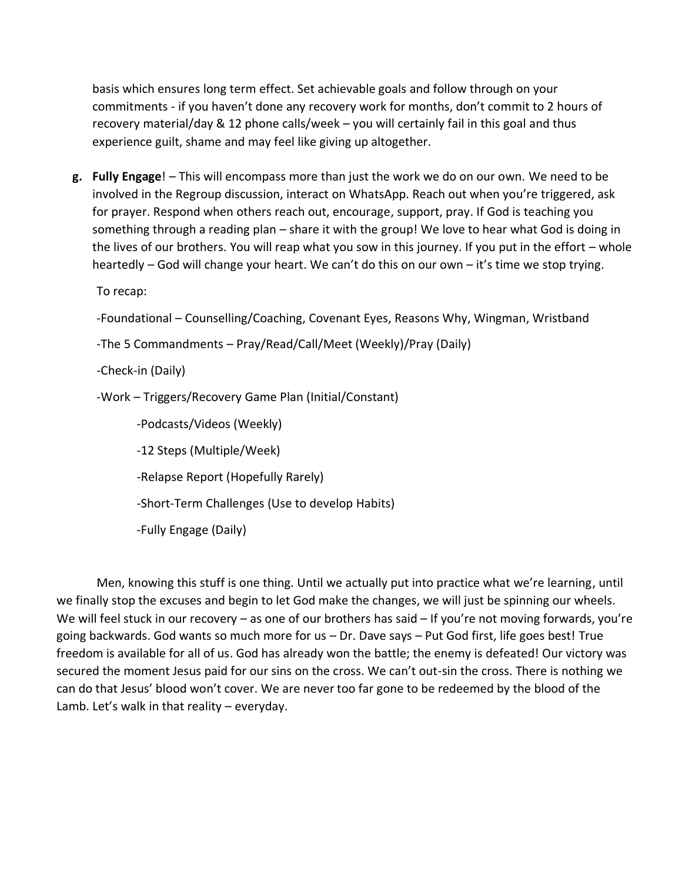basis which ensures long term effect. Set achievable goals and follow through on your commitments - if you haven't done any recovery work for months, don't commit to 2 hours of recovery material/day & 12 phone calls/week – you will certainly fail in this goal and thus experience guilt, shame and may feel like giving up altogether.

g. **Fully Engage**! – This will encompass more than just the work we do on our own. We need to be involved in the Regroup discussion, interact on WhatsApp. Reach out when you're triggered, ask for prayer. Respond when others reach out, encourage, support, pray. If God is teaching you something through a reading plan – share it with the group! We love to hear what God is doing in the lives of our brothers. You will reap what you sow in this journey. If you put in the effort – whole heartedly – God will change your heart. We can't do this on our own – it's time we stop trying.

To recap:

-Foundational – Counselling/Coaching, Covenant Eyes, Reasons Why, Wingman, Wristband

-The 5 Commandments – Pray/Read/Call/Meet (Weekly)/Pray (Daily)

-Check-in (Daily)

-Work – Triggers/Recovery Game Plan (Initial/Constant)

-Podcasts/Videos (Weekly)

-12 Steps (Multiple/Week)

-Relapse Report (Hopefully Rarely)

-Short-Term Challenges (Use to develop Habits)

-Fully Engage (Daily)

Men, knowing this stuff is one thing. Until we actually put into practice what we're learning, until we finally stop the excuses and begin to let God make the changes, we will just be spinning our wheels. We will feel stuck in our recovery – as one of our brothers has said – If you're not moving forwards, you're going backwards. God wants so much more for us – Dr. Dave says – Put God first, life goes best! True freedom is available for all of us. God has already won the battle; the enemy is defeated! Our victory was secured the moment Jesus paid for our sins on the cross. We can't out-sin the cross. There is nothing we can do that Jesus' blood won't cover. We are never too far gone to be redeemed by the blood of the Lamb. Let's walk in that reality – everyday.